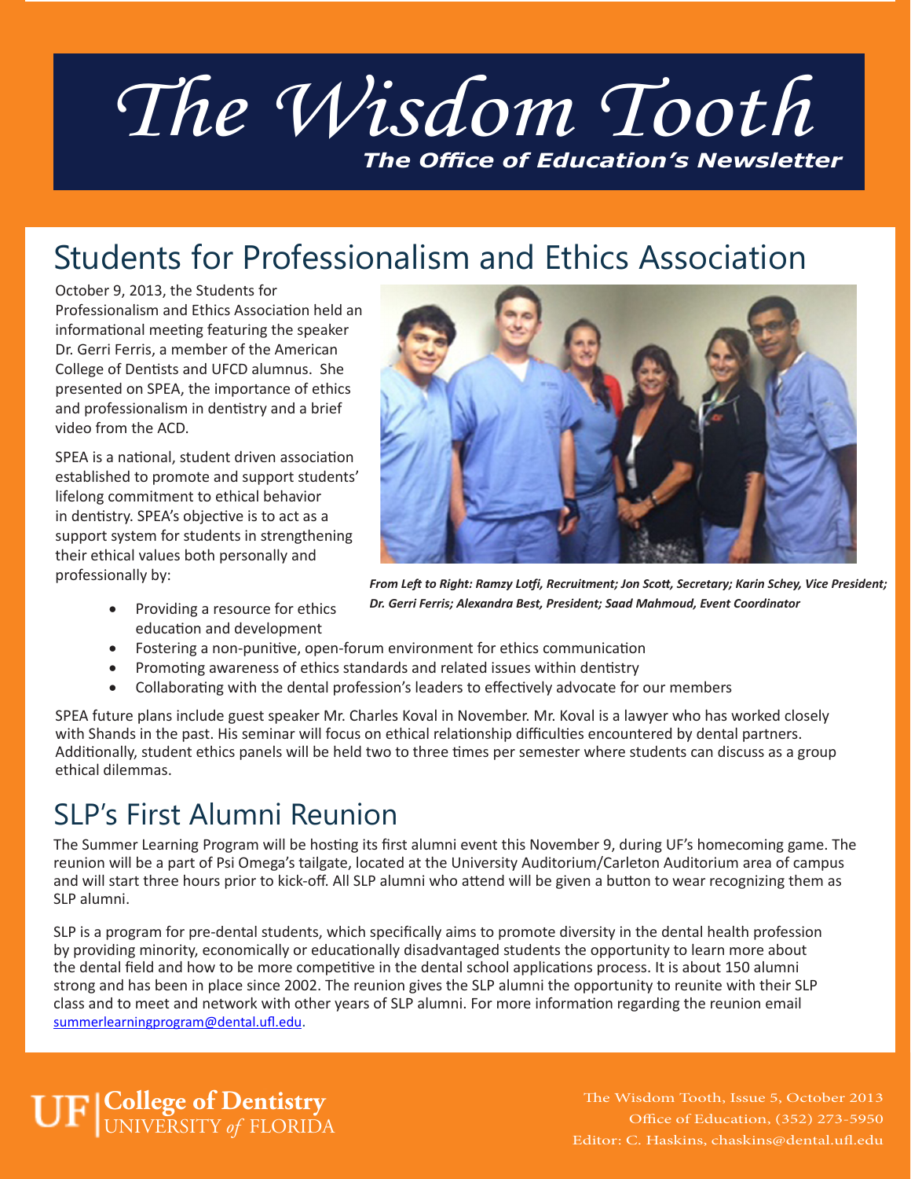# The Wisdom Tooth

***The Office of Education's Newsletter***

## Students for Professionalism and Ethics Association

October 9, 2013, the Students for Professionalism and Ethics Association held an informational meeting featuring the speaker Dr. Gerri Ferris, a member of the American College of Dentists and UFCD alumnus. She presented on SPEA, the importance of ethics and professionalism in dentistry and a brief video from the ACD.

SPEA is a national, student driven association established to promote and support students' lifelong commitment to ethical behavior in dentistry. SPEA's objective is to act as a support system for students in strengthening their ethical values both personally and professionally by:

- Providing a resource for ethics education and development
- Fostering a non-punitive, open-forum environment for ethics communication
- Promoting awareness of ethics standards and related issues within dentistry
- Collaborating with the dental profession's leaders to effectively advocate for our members

***From Left to Right: Ramzy Lotfi, Recruitment; Jon Scott, Secretary; Karin Schey, Vice President; Dr. Gerri Ferris; Alexandra Best, President; Saad Mahmoud, Event Coordinator***

SPEA future plans include guest speaker Mr. Charles Koval in November. Mr. Koval is a lawyer who has worked closely with Shands in the past. His seminar will focus on ethical relationship difficulties encountered by dental partners. Additionally, student ethics panels will be held two to three times per semester where students can discuss as a group ethical dilemmas.

## SLP's First Alumni Reunion

The Summer Learning Program will be hosting its first alumni event this November 9, during UF's homecoming game. The reunion will be a part of Psi Omega's tailgate, located at the University Auditorium/Carleton Auditorium area of campus and will start three hours prior to kick-off. All SLP alumni who attend will be given a button to wear recognizing them as SLP alumni.

SLP is a program for pre-dental students, which specifically aims to promote diversity in the dental health profession by providing minority, economically or educationally disadvantaged students the opportunity to learn more about the dental field and how to be more competitive in the dental school applications process. It is about 150 alumni strong and has been in place since 2002. The reunion gives the SLP alumni the opportunity to reunite with their SLP class and to meet and network with other years of SLP alumni. For more information regarding the reunion email summerlearningprogram@dental.ufl.edu.

UF | College of Dentistry UNIVERSITY *of* FLORIDA

The Wisdom Tooth, Issue 5, October 2013
Office of Education, (352) 273-5950
Editor: C. Haskins, chaskins@dental.ufl.edu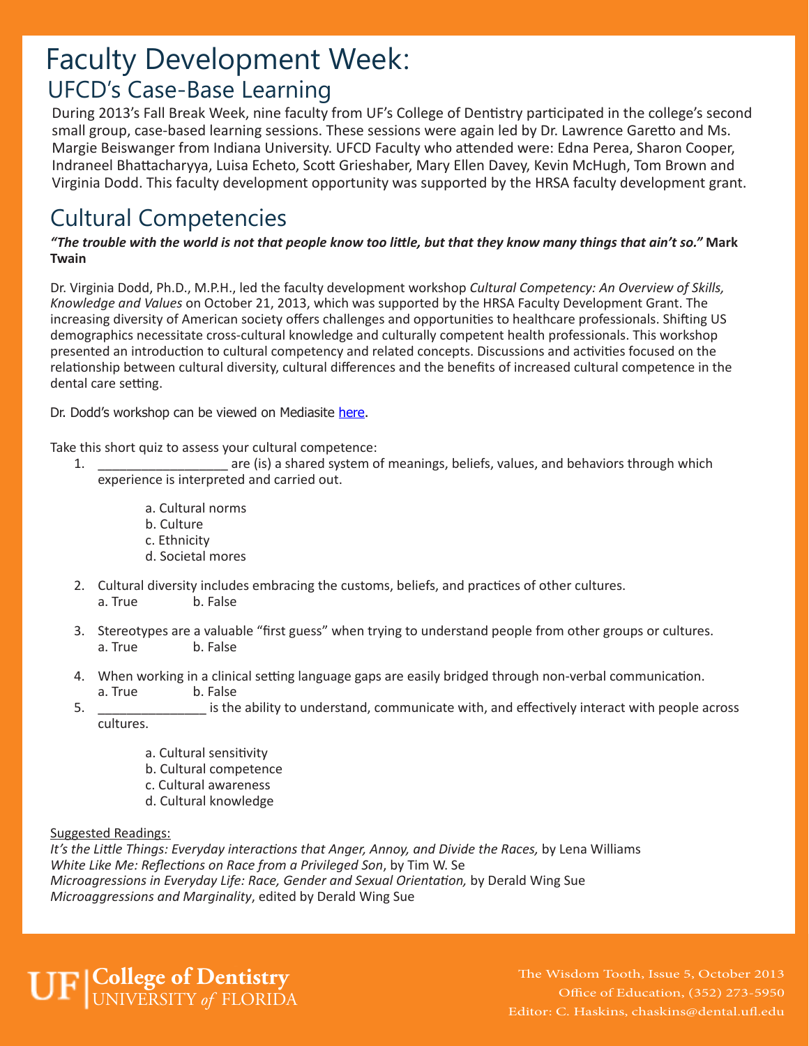# Faculty Development Week:

## UFCD's Case-Base Learning

During 2013's Fall Break Week, nine faculty from UF's College of Dentistry participated in the college's second small group, case-based learning sessions. These sessions were again led by Dr. Lawrence Garetto and Ms. Margie Beiswanger from Indiana University. UFCD Faculty who attended were: Edna Perea, Sharon Cooper, Indraneel Bhattacharyya, Luisa Echeto, Scott Grieshaber, Mary Ellen Davey, Kevin McHugh, Tom Brown and Virginia Dodd. This faculty development opportunity was supported by the HRSA faculty development grant.

## Cultural Competencies

***"The trouble with the world is not that people know too little, but that they know many things that ain't so."*** **Mark Twain**

Dr. Virginia Dodd, Ph.D., M.P.H., led the faculty development workshop *Cultural Competency: An Overview of Skills, Knowledge and Values* on October 21, 2013, which was supported by the HRSA Faculty Development Grant. The increasing diversity of American society offers challenges and opportunities to healthcare professionals. Shifting US demographics necessitate cross-cultural knowledge and culturally competent health professionals. This workshop presented an introduction to cultural competency and related concepts. Discussions and activities focused on the relationship between cultural diversity, cultural differences and the benefits of increased cultural competence in the dental care setting.

Dr. Dodd's workshop can be viewed on Mediasite here.

Take this short quiz to assess your cultural competence:

1. __________________ are (is) a shared system of meanings, beliefs, values, and behaviors through which experience is interpreted and carried out.

   a. Cultural norms
   b. Culture
   c. Ethnicity
   d. Societal mores

2. Cultural diversity includes embracing the customs, beliefs, and practices of other cultures.
   a. True b. False

3. Stereotypes are a valuable "first guess" when trying to understand people from other groups or cultures.
   a. True b. False

4. When working in a clinical setting language gaps are easily bridged through non-verbal communication.
   a. True b. False

5. _______________ is the ability to understand, communicate with, and effectively interact with people across cultures.

   a. Cultural sensitivity
   b. Cultural competence
   c. Cultural awareness
   d. Cultural knowledge

Suggested Readings:

*It's the Little Things: Everyday interactions that Anger, Annoy, and Divide the Races,* by Lena Williams
*White Like Me: Reflections on Race from a Privileged Son*, by Tim W. Se
*Microagressions in Everyday Life: Race, Gender and Sexual Orientation,* by Derald Wing Sue
*Microaggressions and Marginality*, edited by Derald Wing Sue

UF | College of Dentistry
UNIVERSITY *of* FLORIDA

The Wisdom Tooth, Issue 5, October 2013
Office of Education, (352) 273-5950
Editor: C. Haskins, chaskins@dental.ufl.edu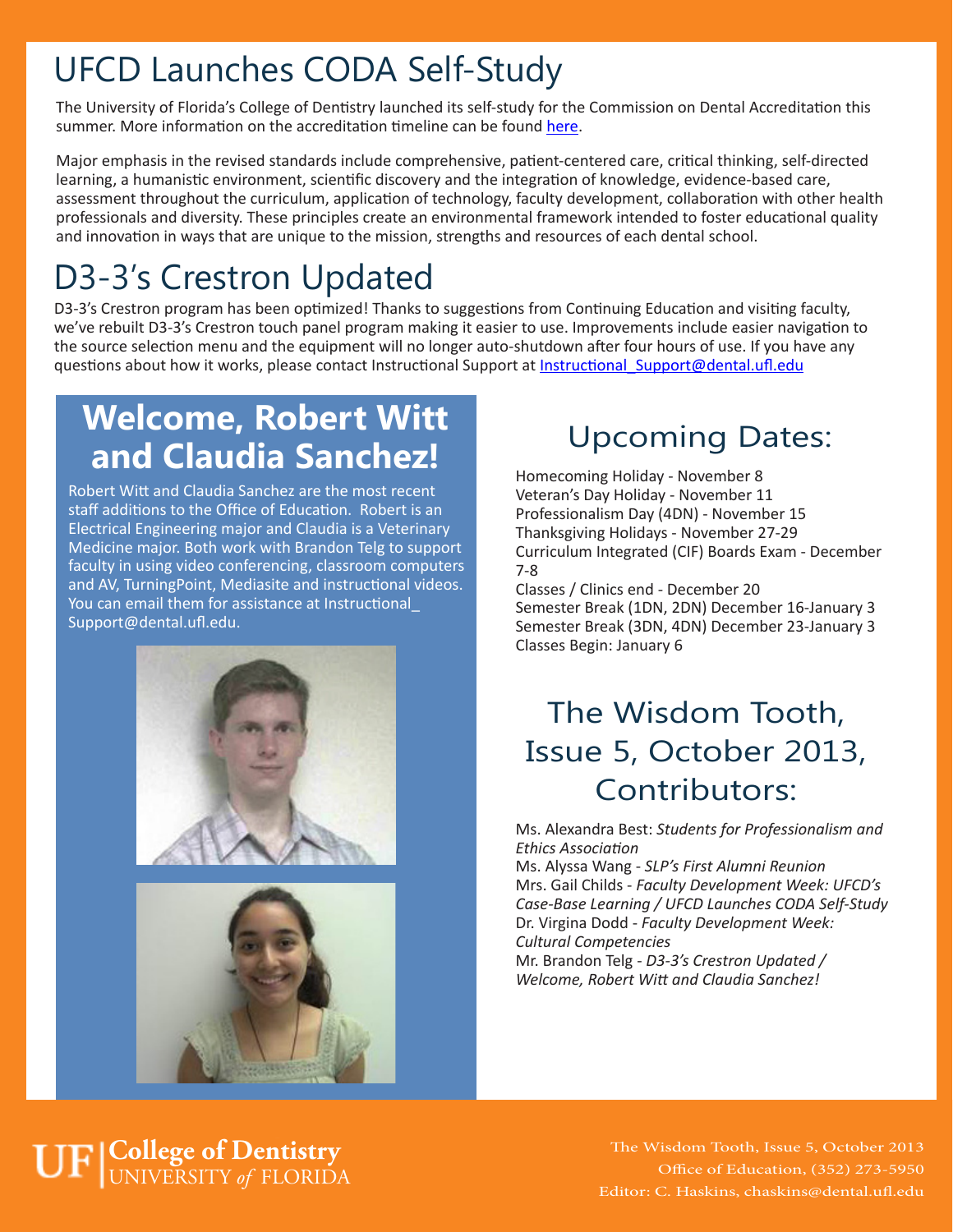# UFCD Launches CODA Self-Study

The University of Florida's College of Dentistry launched its self-study for the Commission on Dental Accreditation this summer. More information on the accreditation timeline can be found here.

Major emphasis in the revised standards include comprehensive, patient-centered care, critical thinking, self-directed learning, a humanistic environment, scientific discovery and the integration of knowledge, evidence-based care, assessment throughout the curriculum, application of technology, faculty development, collaboration with other health professionals and diversity. These principles create an environmental framework intended to foster educational quality and innovation in ways that are unique to the mission, strengths and resources of each dental school.

# D3-3's Crestron Updated

D3-3's Crestron program has been optimized! Thanks to suggestions from Continuing Education and visiting faculty, we've rebuilt D3-3's Crestron touch panel program making it easier to use. Improvements include easier navigation to the source selection menu and the equipment will no longer auto-shutdown after four hours of use. If you have any questions about how it works, please contact Instructional Support at Instructional_Support@dental.ufl.edu

## Welcome, Robert Witt and Claudia Sanchez!

Robert Witt and Claudia Sanchez are the most recent staff additions to the Office of Education. Robert is an Electrical Engineering major and Claudia is a Veterinary Medicine major. Both work with Brandon Telg to support faculty in using video conferencing, classroom computers and AV, TurningPoint, Mediasite and instructional videos. You can email them for assistance at Instructional_Support@dental.ufl.edu.

## Upcoming Dates:

Homecoming Holiday - November 8
Veteran's Day Holiday - November 11
Professionalism Day (4DN) - November 15
Thanksgiving Holidays - November 27-29
Curriculum Integrated (CIF) Boards Exam - December 7-8
Classes / Clinics end - December 20
Semester Break (1DN, 2DN) December 16-January 3
Semester Break (3DN, 4DN) December 23-January 3
Classes Begin: January 6

## The Wisdom Tooth, Issue 5, October 2013, Contributors:

Ms. Alexandra Best: *Students for Professionalism and Ethics Association*
Ms. Alyssa Wang - *SLP's First Alumni Reunion*
Mrs. Gail Childs - *Faculty Development Week: UFCD's Case-Base Learning / UFCD Launches CODA Self-Study*
Dr. Virgina Dodd - *Faculty Development Week: Cultural Competencies*
Mr. Brandon Telg - *D3-3's Crestron Updated / Welcome, Robert Witt and Claudia Sanchez!*

UF | College of Dentistry
UNIVERSITY of FLORIDA

The Wisdom Tooth, Issue 5, October 2013
Office of Education, (352) 273-5950
Editor: C. Haskins, chaskins@dental.ufl.edu